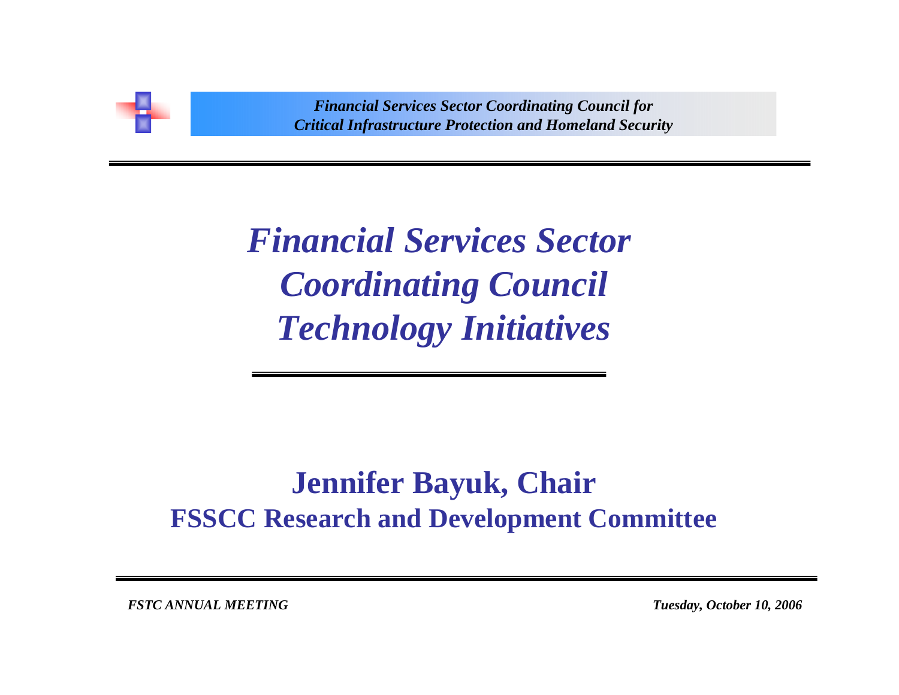*Financial Services Sector Coordinating Council for*
*Critical Infrastructure Protection and Homeland Security*

# *Financial Services Sector Coordinating Council Technology Initiatives*

## Jennifer Bayuk, Chair
## FSSCC Research and Development Committee

*FSTC ANNUAL MEETING* — *Tuesday, October 10, 2006*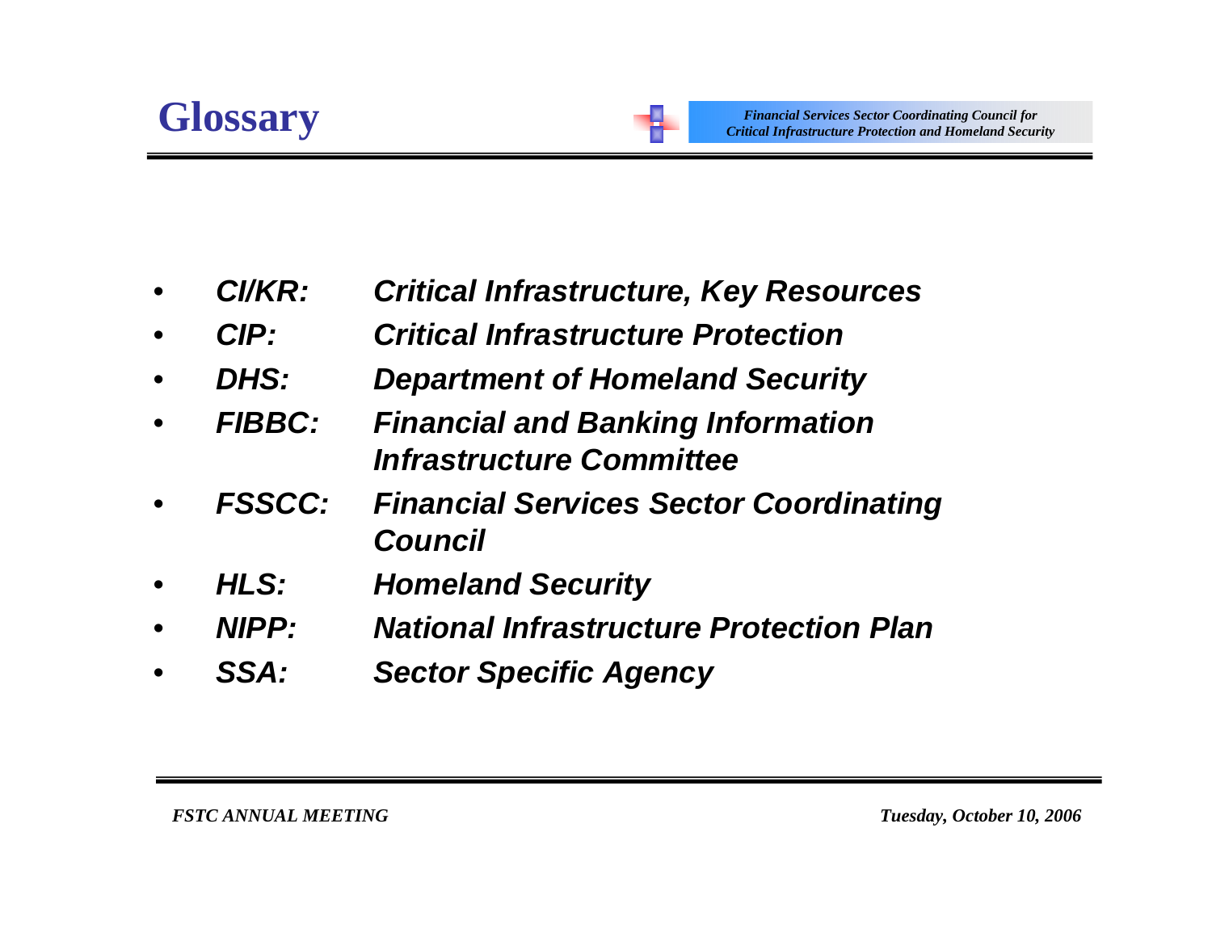# Glossary

- ***CI/KR:*** ***Critical Infrastructure, Key Resources***
- ***CIP:*** ***Critical Infrastructure Protection***
- ***DHS:*** ***Department of Homeland Security***
- ***FIBBC:*** ***Financial and Banking Information Infrastructure Committee***
- ***FSSCC:*** ***Financial Services Sector Coordinating Council***
- ***HLS:*** ***Homeland Security***
- ***NIPP:*** ***National Infrastructure Protection Plan***
- ***SSA:*** ***Sector Specific Agency***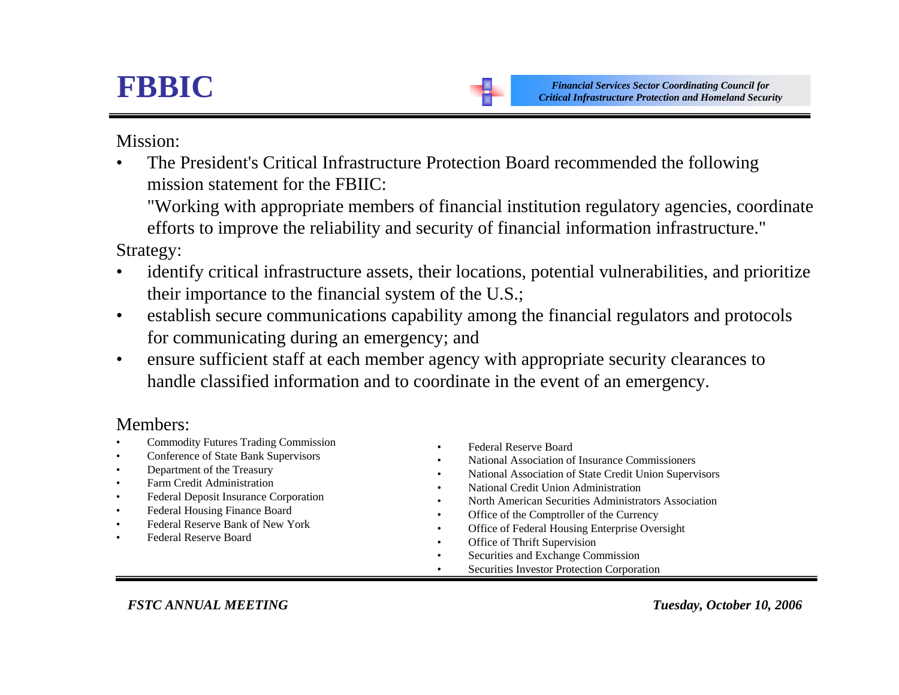# FBBIC

*Financial Services Sector Coordinating Council for Critical Infrastructure Protection and Homeland Security*

Mission:

- The President's Critical Infrastructure Protection Board recommended the following mission statement for the FBIIC:

  "Working with appropriate members of financial institution regulatory agencies, coordinate efforts to improve the reliability and security of financial information infrastructure."

Strategy:

- identify critical infrastructure assets, their locations, potential vulnerabilities, and prioritize their importance to the financial system of the U.S.;
- establish secure communications capability among the financial regulators and protocols for communicating during an emergency; and
- ensure sufficient staff at each member agency with appropriate security clearances to handle classified information and to coordinate in the event of an emergency.

Members:

- Commodity Futures Trading Commission
- Conference of State Bank Supervisors
- Department of the Treasury
- Farm Credit Administration
- Federal Deposit Insurance Corporation
- Federal Housing Finance Board
- Federal Reserve Bank of New York
- Federal Reserve Board
- Federal Reserve Board
- National Association of Insurance Commissioners
- National Association of State Credit Union Supervisors
- National Credit Union Administration
- North American Securities Administrators Association
- Office of the Comptroller of the Currency
- Office of Federal Housing Enterprise Oversight
- Office of Thrift Supervision
- Securities and Exchange Commission
- Securities Investor Protection Corporation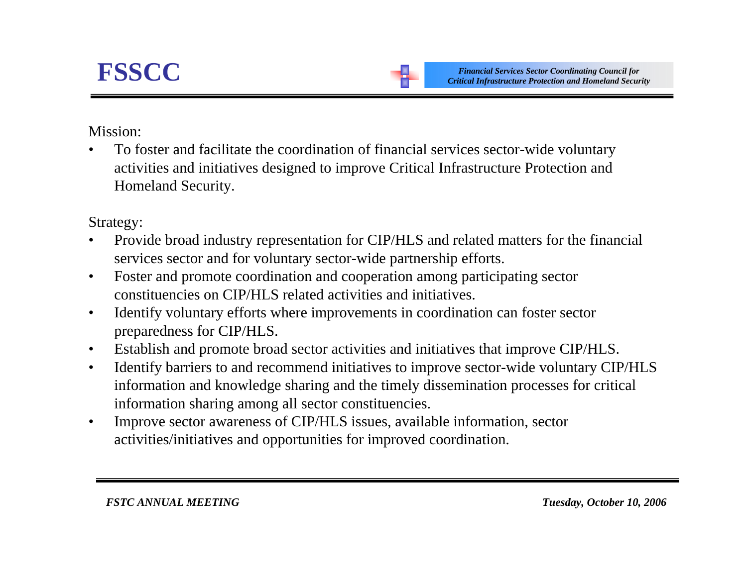# FSSCC

*Financial Services Sector Coordinating Council for Critical Infrastructure Protection and Homeland Security*

Mission:

- To foster and facilitate the coordination of financial services sector-wide voluntary activities and initiatives designed to improve Critical Infrastructure Protection and Homeland Security.

Strategy:

- Provide broad industry representation for CIP/HLS and related matters for the financial services sector and for voluntary sector-wide partnership efforts.
- Foster and promote coordination and cooperation among participating sector constituencies on CIP/HLS related activities and initiatives.
- Identify voluntary efforts where improvements in coordination can foster sector preparedness for CIP/HLS.
- Establish and promote broad sector activities and initiatives that improve CIP/HLS.
- Identify barriers to and recommend initiatives to improve sector-wide voluntary CIP/HLS information and knowledge sharing and the timely dissemination processes for critical information sharing among all sector constituencies.
- Improve sector awareness of CIP/HLS issues, available information, sector activities/initiatives and opportunities for improved coordination.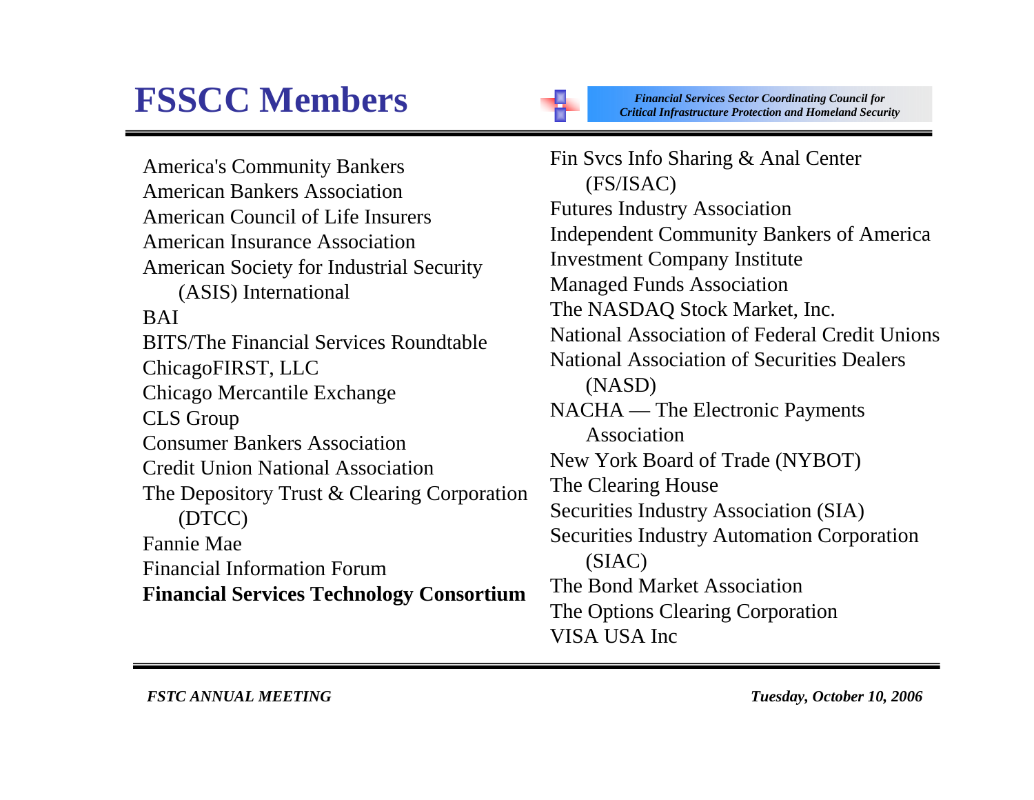# FSSCC Members

*Financial Services Sector Coordinating Council for Critical Infrastructure Protection and Homeland Security*

- America's Community Bankers
- American Bankers Association
- American Council of Life Insurers
- American Insurance Association
- American Society for Industrial Security (ASIS) International
- BAI
- BITS/The Financial Services Roundtable
- ChicagoFIRST, LLC
- Chicago Mercantile Exchange
- CLS Group
- Consumer Bankers Association
- Credit Union National Association
- The Depository Trust & Clearing Corporation (DTCC)
- Fannie Mae
- Financial Information Forum
- **Financial Services Technology Consortium**
- Fin Svcs Info Sharing & Anal Center (FS/ISAC)
- Futures Industry Association
- Independent Community Bankers of America
- Investment Company Institute
- Managed Funds Association
- The NASDAQ Stock Market, Inc.
- National Association of Federal Credit Unions
- National Association of Securities Dealers (NASD)
- NACHA — The Electronic Payments Association
- New York Board of Trade (NYBOT)
- The Clearing House
- Securities Industry Association (SIA)
- Securities Industry Automation Corporation (SIAC)
- The Bond Market Association
- The Options Clearing Corporation
- VISA USA Inc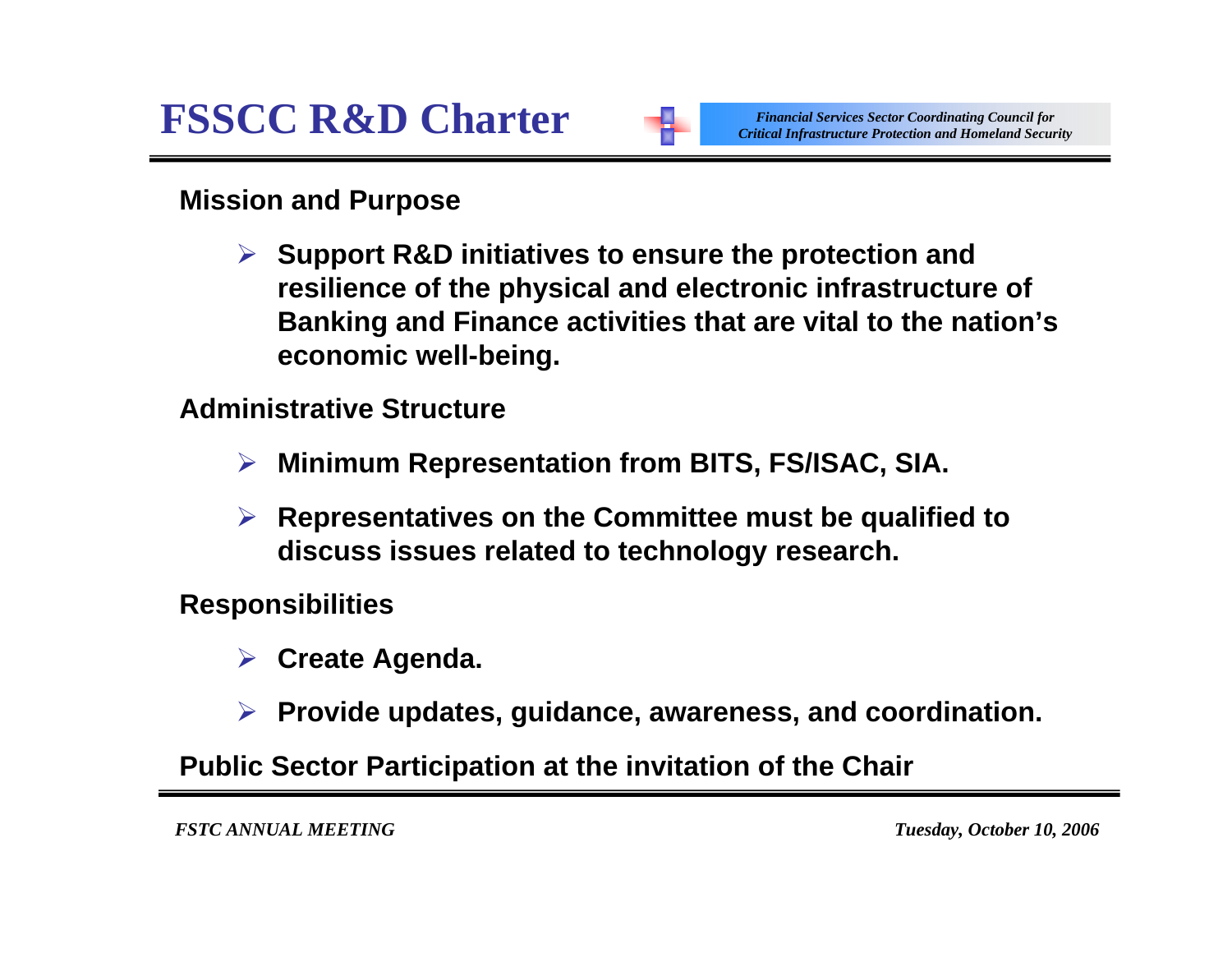# FSSCC R&D Charter

*Financial Services Sector Coordinating Council for Critical Infrastructure Protection and Homeland Security*

**Mission and Purpose**

- **Support R&D initiatives to ensure the protection and resilience of the physical and electronic infrastructure of Banking and Finance activities that are vital to the nation's economic well-being.**

**Administrative Structure**

- **Minimum Representation from BITS, FS/ISAC, SIA.**
- **Representatives on the Committee must be qualified to discuss issues related to technology research.**

**Responsibilities**

- **Create Agenda.**
- **Provide updates, guidance, awareness, and coordination.**

**Public Sector Participation at the invitation of the Chair**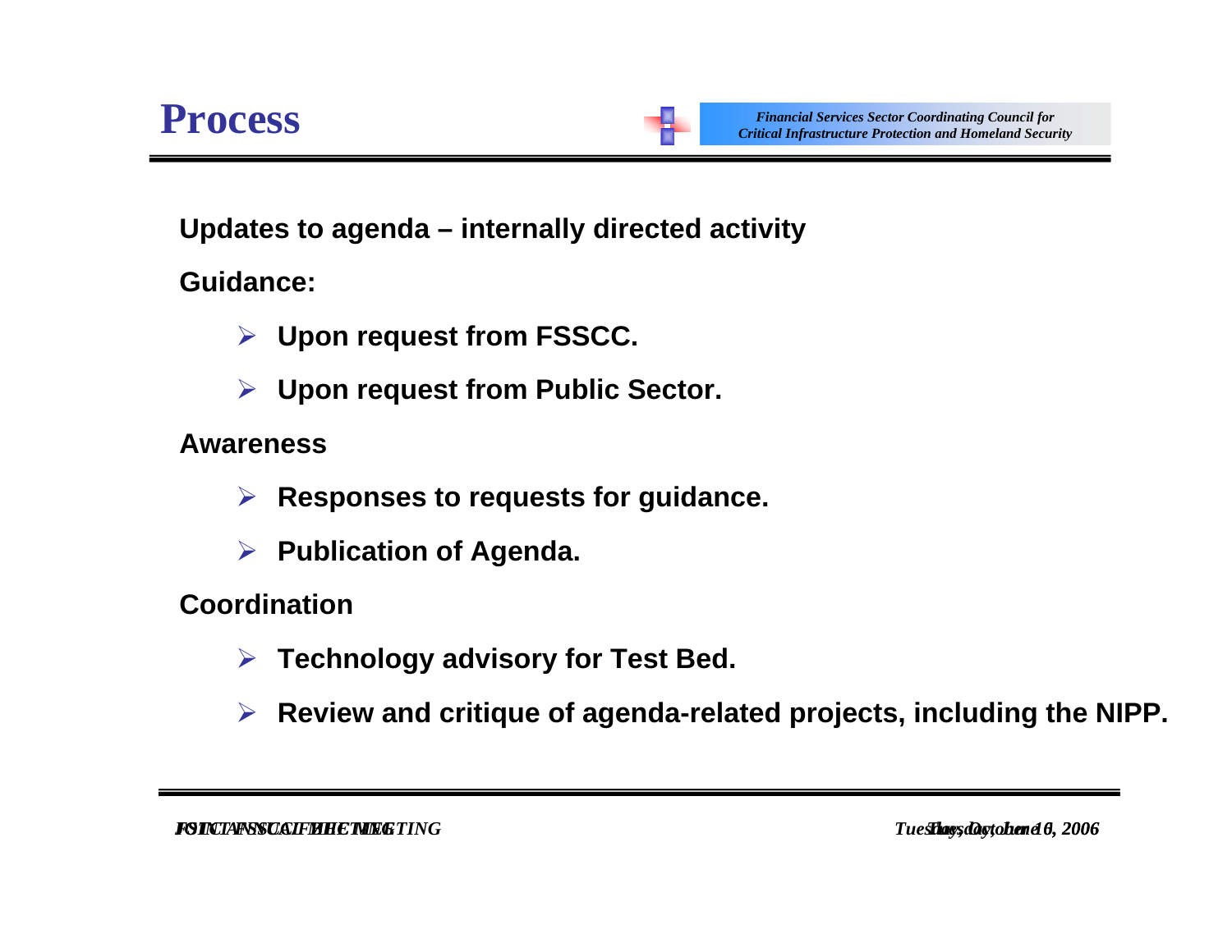# Process

**Updates to agenda – internally directed activity**

**Guidance:**

- **Upon request from FSSCC.**
- **Upon request from Public Sector.**

**Awareness**

- **Responses to requests for guidance.**
- **Publication of Agenda.**

**Coordination**

- **Technology advisory for Test Bed.**
- **Review and critique of agenda-related projects, including the NIPP.**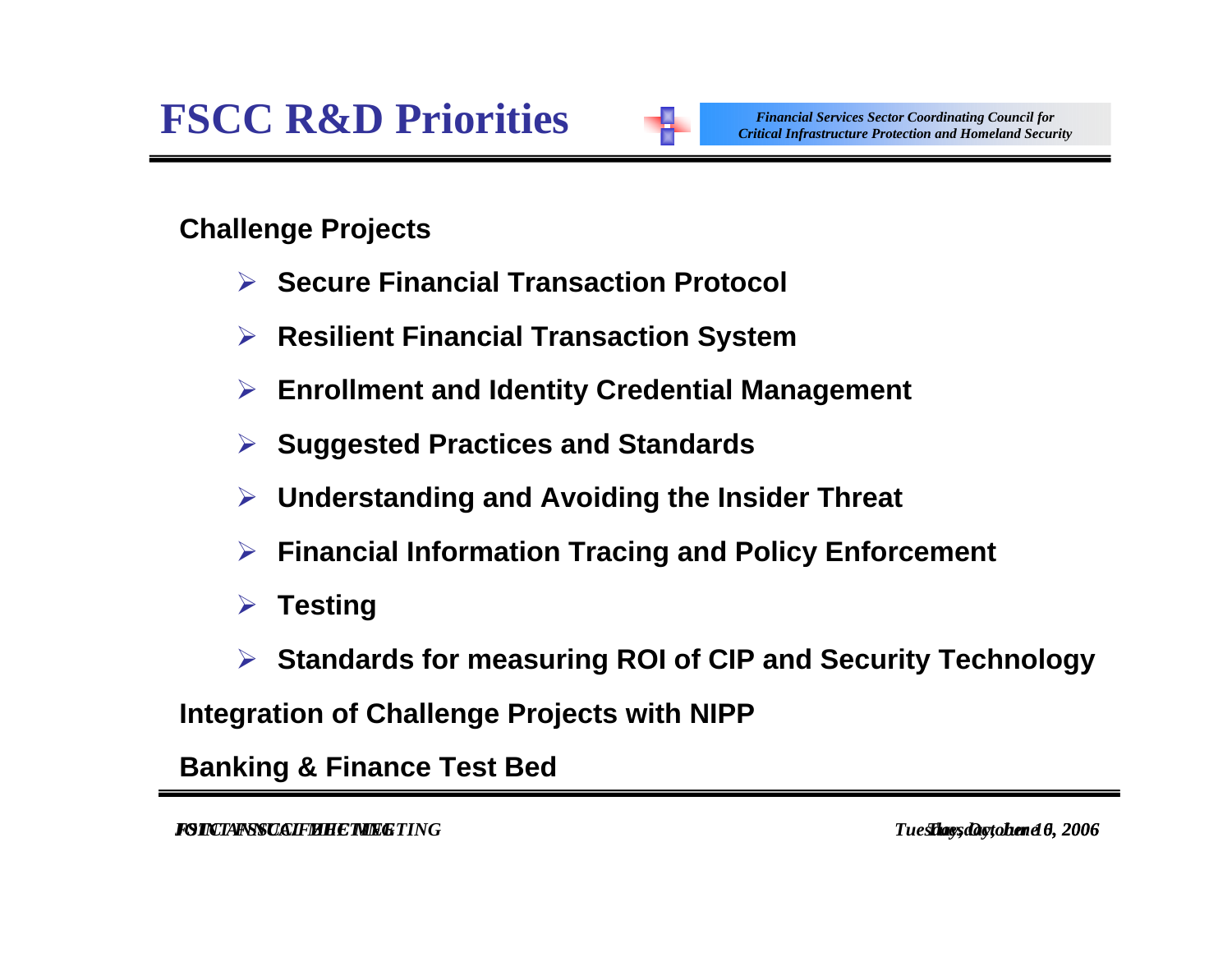# FSCC R&D Priorities

*Financial Services Sector Coordinating Council for Critical Infrastructure Protection and Homeland Security*

**Challenge Projects**

- **Secure Financial Transaction Protocol**
- **Resilient Financial Transaction System**
- **Enrollment and Identity Credential Management**
- **Suggested Practices and Standards**
- **Understanding and Avoiding the Insider Threat**
- **Financial Information Tracing and Policy Enforcement**
- **Testing**
- **Standards for measuring ROI of CIP and Security Technology**

**Integration of Challenge Projects with NIPP**

**Banking & Finance Test Bed**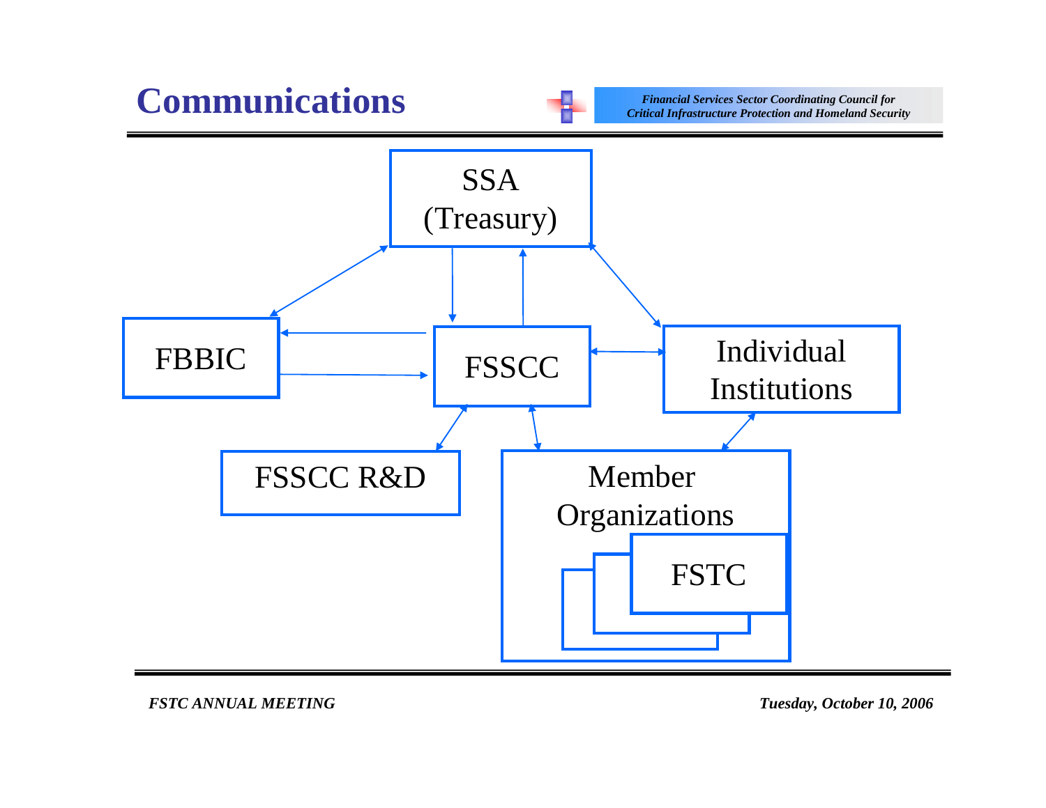# Communications

SSA (Treasury)

FBBIC

FSSCC

Individual Institutions

FSSCC R&D

Member Organizations

FSTC